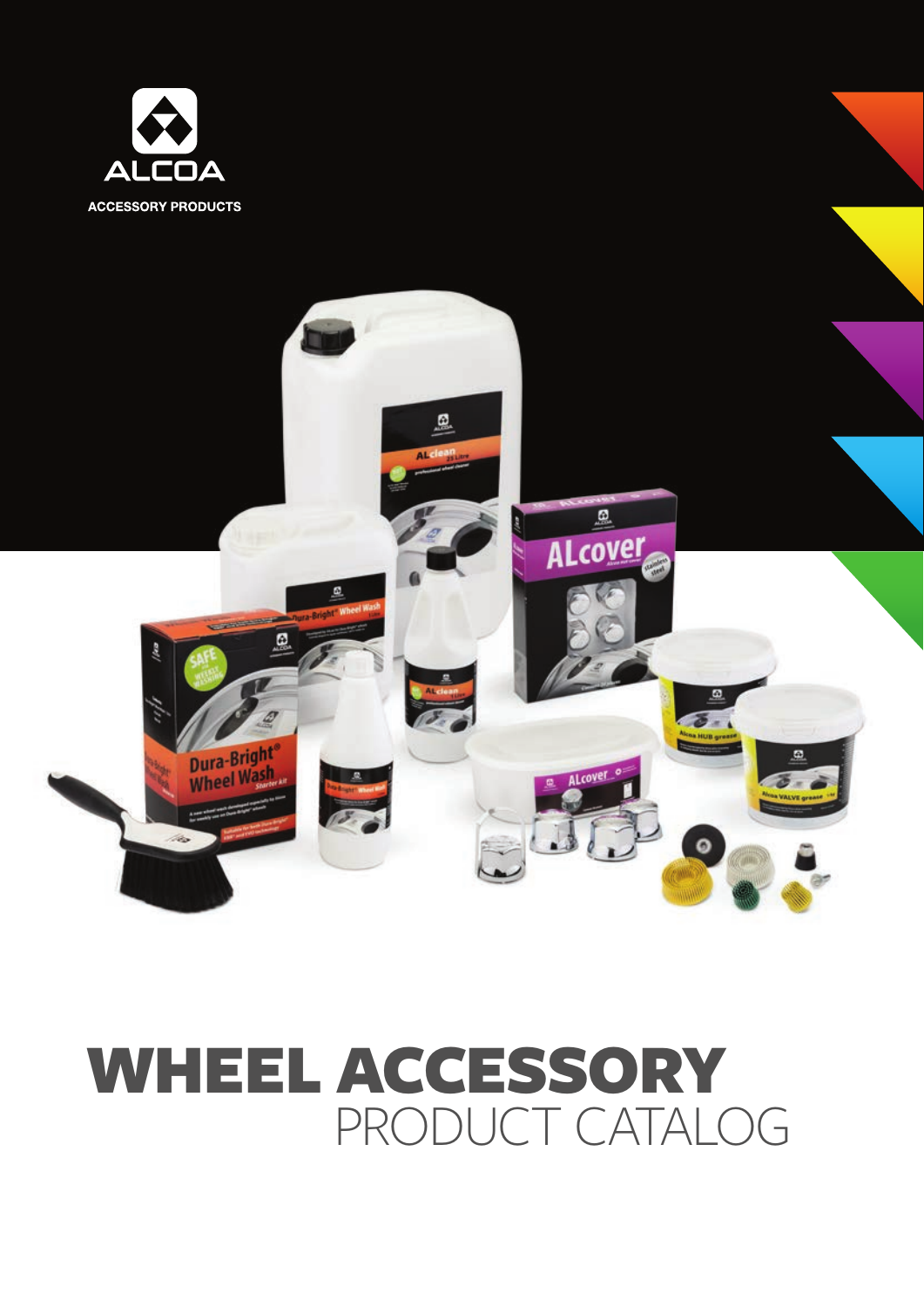ALCOA

ACCESSORY PRODUCTS

# WHEEL ACCESSORY
## PRODUCT CATALOG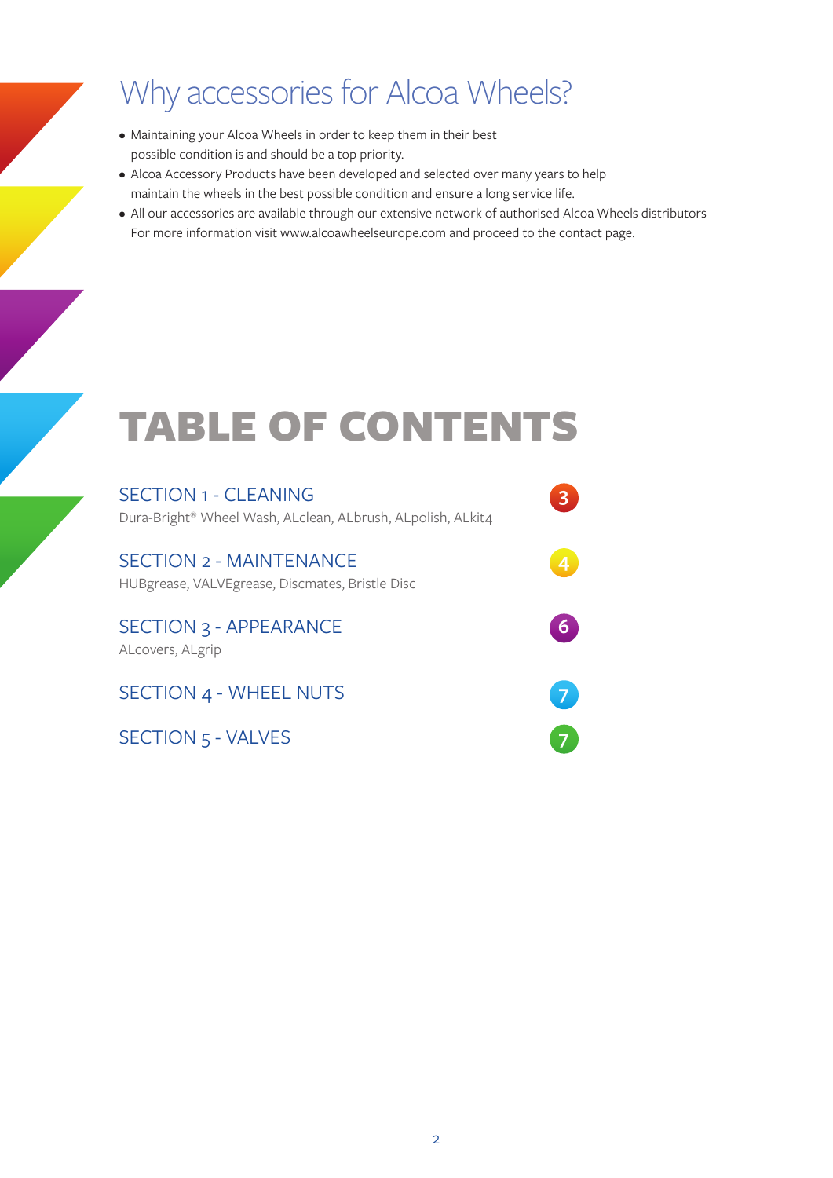# Why accessories for Alcoa Wheels?

- Maintaining your Alcoa Wheels in order to keep them in their best possible condition is and should be a top priority.
- Alcoa Accessory Products have been developed and selected over many years to help maintain the wheels in the best possible condition and ensure a long service life.
- All our accessories are available through our extensive network of authorised Alcoa Wheels distributors For more information visit www.alcoawheelseurope.com and proceed to the contact page.

# TABLE OF CONTENTS

| Section | Page |
|---|---|
| **SECTION 1 - CLEANING**<br>Dura-Bright® Wheel Wash, ALclean, ALbrush, ALpolish, ALkit4 | 3 |
| **SECTION 2 - MAINTENANCE**<br>HUBgrease, VALVEgrease, Discmates, Bristle Disc | 4 |
| **SECTION 3 - APPEARANCE**<br>ALcovers, ALgrip | 6 |
| **SECTION 4 - WHEEL NUTS** | 7 |
| **SECTION 5 - VALVES** | 7 |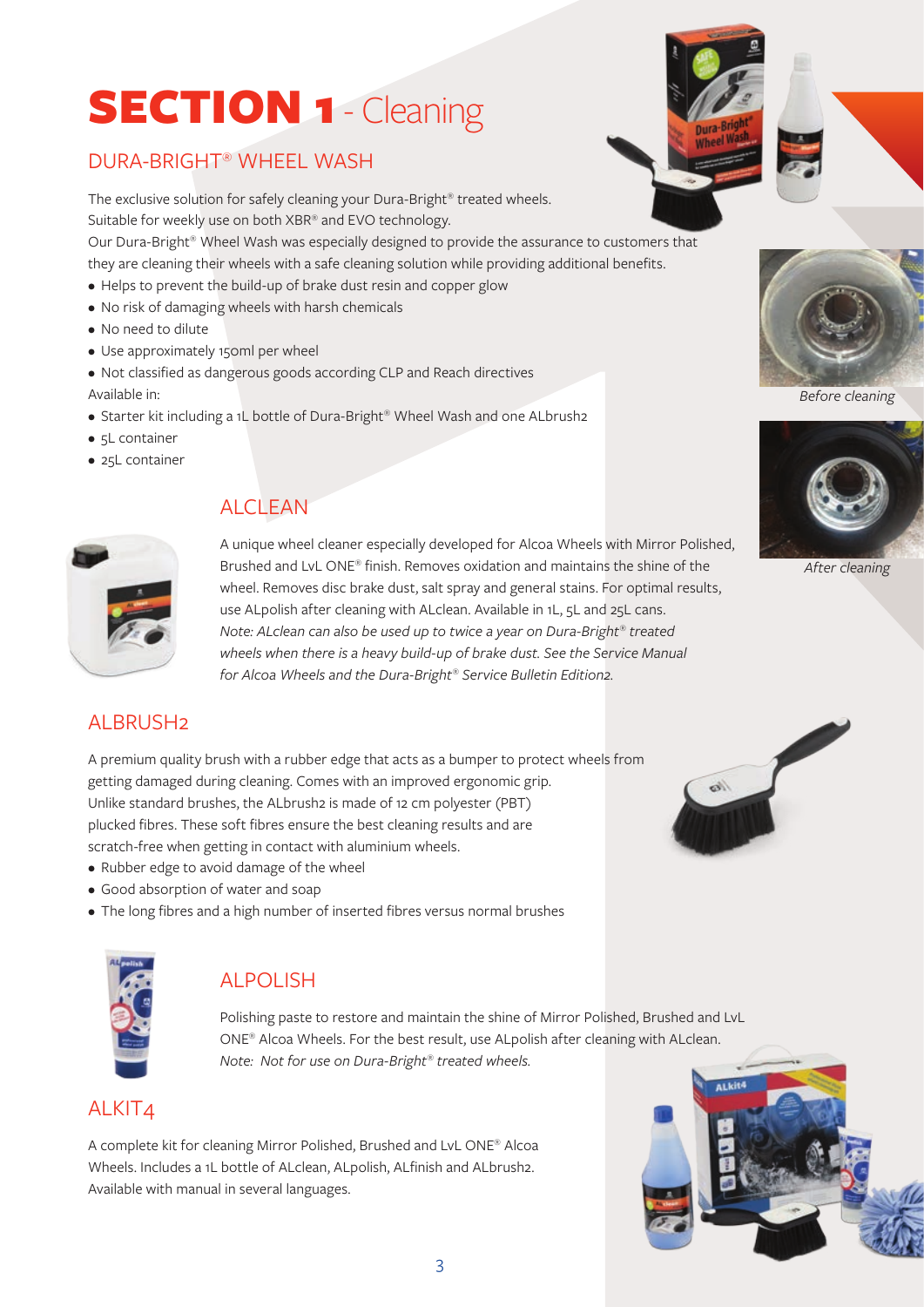# SECTION 1 - Cleaning

## DURA-BRIGHT® WHEEL WASH

The exclusive solution for safely cleaning your Dura-Bright® treated wheels.
Suitable for weekly use on both XBR® and EVO technology.
Our Dura-Bright® Wheel Wash was especially designed to provide the assurance to customers that they are cleaning their wheels with a safe cleaning solution while providing additional benefits.

- Helps to prevent the build-up of brake dust resin and copper glow
- No risk of damaging wheels with harsh chemicals
- No need to dilute
- Use approximately 150ml per wheel
- Not classified as dangerous goods according CLP and Reach directives

Available in:

- Starter kit including a 1L bottle of Dura-Bright® Wheel Wash and one ALbrush2
- 5L container
- 25L container

*Before cleaning*

*After cleaning*

## ALCLEAN

A unique wheel cleaner especially developed for Alcoa Wheels with Mirror Polished, Brushed and LvL ONE® finish. Removes oxidation and maintains the shine of the wheel. Removes disc brake dust, salt spray and general stains. For optimal results, use ALpolish after cleaning with ALclean. Available in 1L, 5L and 25L cans.
*Note: ALclean can also be used up to twice a year on Dura-Bright® treated wheels when there is a heavy build-up of brake dust. See the Service Manual for Alcoa Wheels and the Dura-Bright® Service Bulletin Edition2.*

## ALBRUSH2

A premium quality brush with a rubber edge that acts as a bumper to protect wheels from getting damaged during cleaning. Comes with an improved ergonomic grip.
Unlike standard brushes, the ALbrush2 is made of 12 cm polyester (PBT) plucked fibres. These soft fibres ensure the best cleaning results and are scratch-free when getting in contact with aluminium wheels.

- Rubber edge to avoid damage of the wheel
- Good absorption of water and soap
- The long fibres and a high number of inserted fibres versus normal brushes

## ALPOLISH

Polishing paste to restore and maintain the shine of Mirror Polished, Brushed and LvL ONE® Alcoa Wheels. For the best result, use ALpolish after cleaning with ALclean.
*Note: Not for use on Dura-Bright® treated wheels.*

## ALKIT4

A complete kit for cleaning Mirror Polished, Brushed and LvL ONE® Alcoa Wheels. Includes a 1L bottle of ALclean, ALpolish, ALfinish and ALbrush2.
Available with manual in several languages.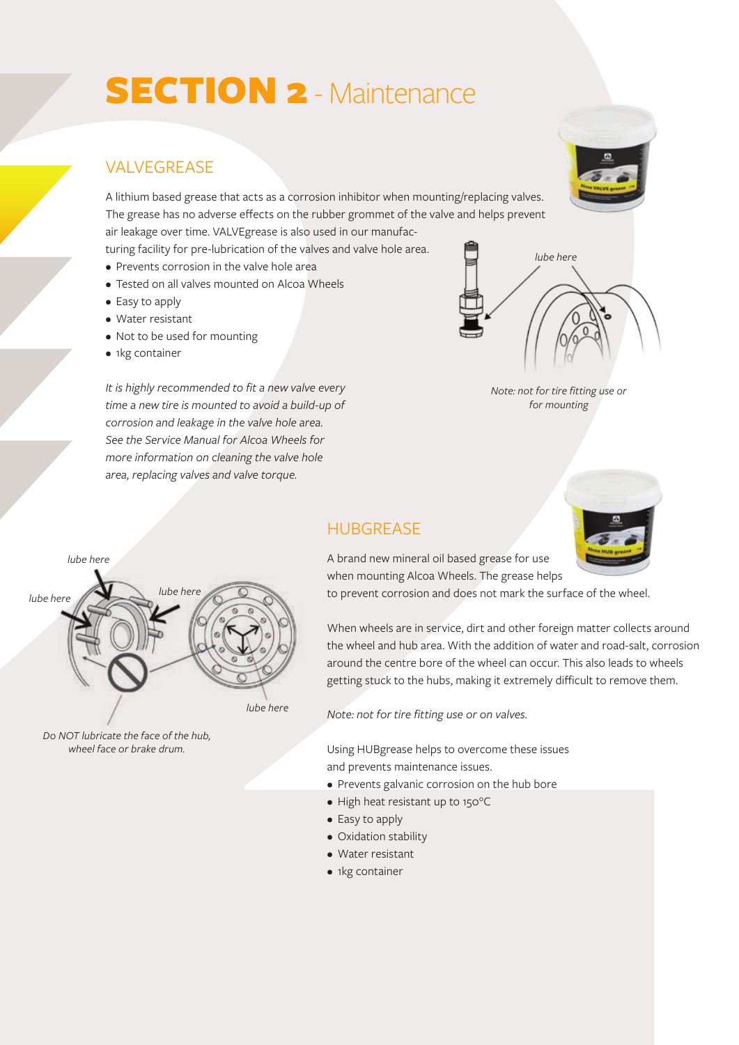# SECTION 2 - Maintenance

## VALVEGREASE

A lithium based grease that acts as a corrosion inhibitor when mounting/replacing valves. The grease has no adverse effects on the rubber grommet of the valve and helps prevent air leakage over time. VALVEgrease is also used in our manufacturing facility for pre-lubrication of the valves and valve hole area.

- Prevents corrosion in the valve hole area
- Tested on all valves mounted on Alcoa Wheels
- Easy to apply
- Water resistant
- Not to be used for mounting
- 1kg container

*It is highly recommended to fit a new valve every time a new tire is mounted to avoid a build-up of corrosion and leakage in the valve hole area. See the Service Manual for Alcoa Wheels for more information on cleaning the valve hole area, replacing valves and valve torque.*

lube here

*Note: not for tire fitting use or for mounting*

## HUBGREASE

A brand new mineral oil based grease for use when mounting Alcoa Wheels. The grease helps to prevent corrosion and does not mark the surface of the wheel.

When wheels are in service, dirt and other foreign matter collects around the wheel and hub area. With the addition of water and road-salt, corrosion around the centre bore of the wheel can occur. This also leads to wheels getting stuck to the hubs, making it extremely difficult to remove them.

*Note: not for tire fitting use or on valves.*

Using HUBgrease helps to overcome these issues and prevents maintenance issues.

- Prevents galvanic corrosion on the hub bore
- High heat resistant up to 150°C
- Easy to apply
- Oxidation stability
- Water resistant
- 1kg container

lube here

lube here

lube here

lube here

*Do NOT lubricate the face of the hub, wheel face or brake drum.*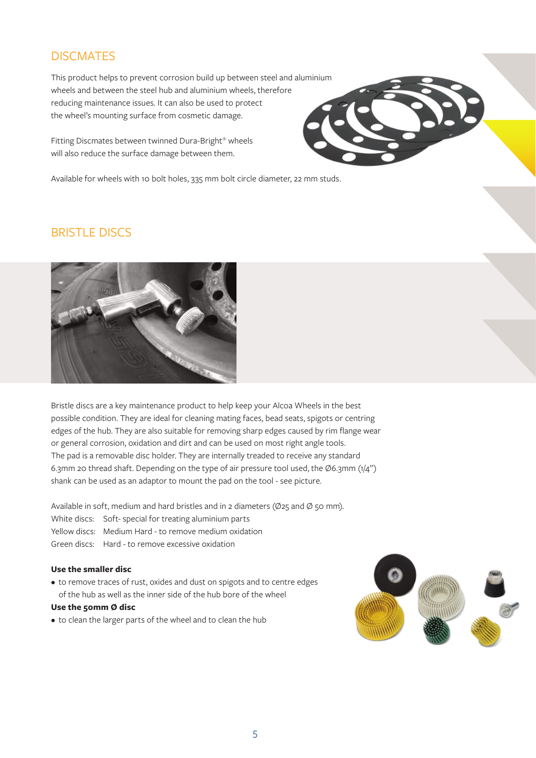## DISCMATES

This product helps to prevent corrosion build up between steel and aluminium wheels and between the steel hub and aluminium wheels, therefore reducing maintenance issues. It can also be used to protect the wheel's mounting surface from cosmetic damage.

Fitting Discmates between twinned Dura-Bright® wheels will also reduce the surface damage between them.

Available for wheels with 10 bolt holes, 335 mm bolt circle diameter, 22 mm studs.

## BRISTLE DISCS

Bristle discs are a key maintenance product to help keep your Alcoa Wheels in the best possible condition. They are ideal for cleaning mating faces, bead seats, spigots or centring edges of the hub. They are also suitable for removing sharp edges caused by rim flange wear or general corrosion, oxidation and dirt and can be used on most right angle tools. The pad is a removable disc holder. They are internally treaded to receive any standard 6.3mm 20 thread shaft. Depending on the type of air pressure tool used, the Ø6.3mm (1/4") shank can be used as an adaptor to mount the pad on the tool - see picture.

Available in soft, medium and hard bristles and in 2 diameters (Ø25 and Ø 50 mm).

White discs: Soft- special for treating aluminium parts
Yellow discs: Medium Hard - to remove medium oxidation
Green discs: Hard - to remove excessive oxidation

**Use the smaller disc**

- to remove traces of rust, oxides and dust on spigots and to centre edges of the hub as well as the inner side of the hub bore of the wheel

**Use the 50mm Ø disc**

- to clean the larger parts of the wheel and to clean the hub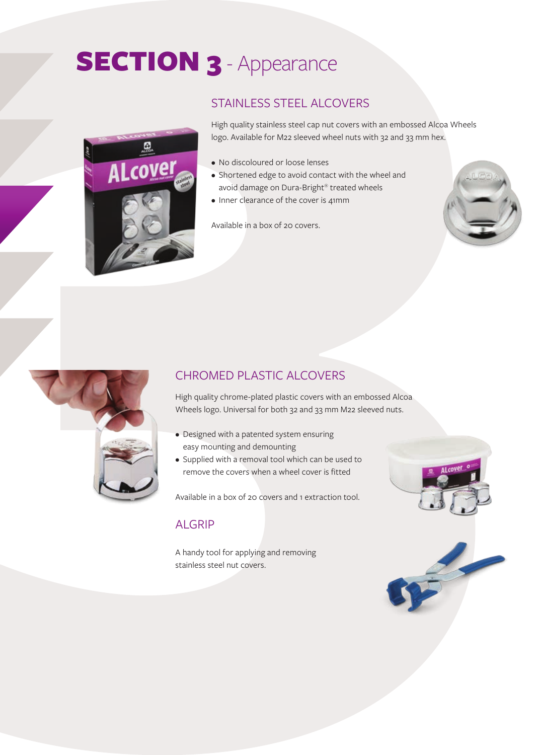# SECTION 3 - Appearance

## STAINLESS STEEL ALCOVERS

High quality stainless steel cap nut covers with an embossed Alcoa Wheels logo. Available for M22 sleeved wheel nuts with 32 and 33 mm hex.

- No discoloured or loose lenses
- Shortened edge to avoid contact with the wheel and avoid damage on Dura-Bright® treated wheels
- Inner clearance of the cover is 41mm

Available in a box of 20 covers.

## CHROMED PLASTIC ALCOVERS

High quality chrome-plated plastic covers with an embossed Alcoa Wheels logo. Universal for both 32 and 33 mm M22 sleeved nuts.

- Designed with a patented system ensuring easy mounting and demounting
- Supplied with a removal tool which can be used to remove the covers when a wheel cover is fitted

Available in a box of 20 covers and 1 extraction tool.

## ALGRIP

A handy tool for applying and removing stainless steel nut covers.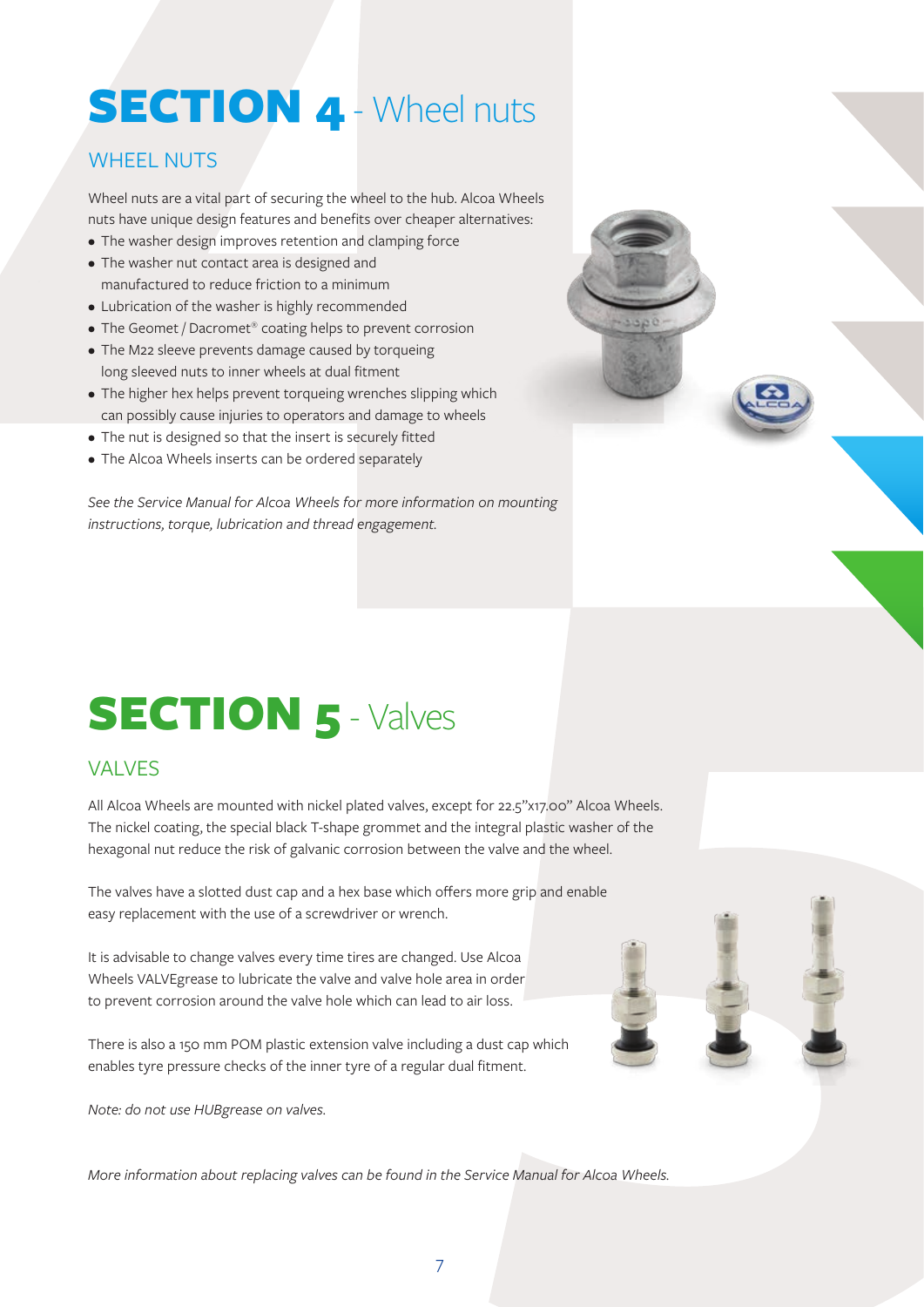# SECTION 4 - Wheel nuts

## WHEEL NUTS

Wheel nuts are a vital part of securing the wheel to the hub. Alcoa Wheels nuts have unique design features and benefits over cheaper alternatives:

- The washer design improves retention and clamping force
- The washer nut contact area is designed and manufactured to reduce friction to a minimum
- Lubrication of the washer is highly recommended
- The Geomet / Dacromet® coating helps to prevent corrosion
- The M22 sleeve prevents damage caused by torqueing long sleeved nuts to inner wheels at dual fitment
- The higher hex helps prevent torqueing wrenches slipping which can possibly cause injuries to operators and damage to wheels
- The nut is designed so that the insert is securely fitted
- The Alcoa Wheels inserts can be ordered separately

*See the Service Manual for Alcoa Wheels for more information on mounting instructions, torque, lubrication and thread engagement.*

# SECTION 5 - Valves

## VALVES

All Alcoa Wheels are mounted with nickel plated valves, except for 22.5”x17.00” Alcoa Wheels. The nickel coating, the special black T-shape grommet and the integral plastic washer of the hexagonal nut reduce the risk of galvanic corrosion between the valve and the wheel.

The valves have a slotted dust cap and a hex base which offers more grip and enable easy replacement with the use of a screwdriver or wrench.

It is advisable to change valves every time tires are changed. Use Alcoa Wheels VALVEgrease to lubricate the valve and valve hole area in order to prevent corrosion around the valve hole which can lead to air loss.

There is also a 150 mm POM plastic extension valve including a dust cap which enables tyre pressure checks of the inner tyre of a regular dual fitment.

*Note: do not use HUBgrease on valves.*

*More information about replacing valves can be found in the Service Manual for Alcoa Wheels.*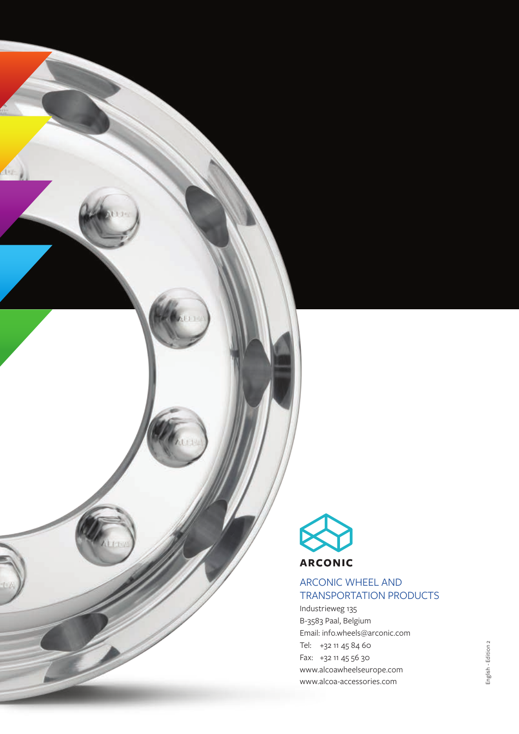**ARCONIC**

## ARCONIC WHEEL AND TRANSPORTATION PRODUCTS

Industrieweg 135
B-3583 Paal, Belgium
Email: info.wheels@arconic.com
Tel: +32 11 45 84 60
Fax: +32 11 45 56 30
www.alcoawheelseurope.com
www.alcoa-accessories.com

English - Edition 2